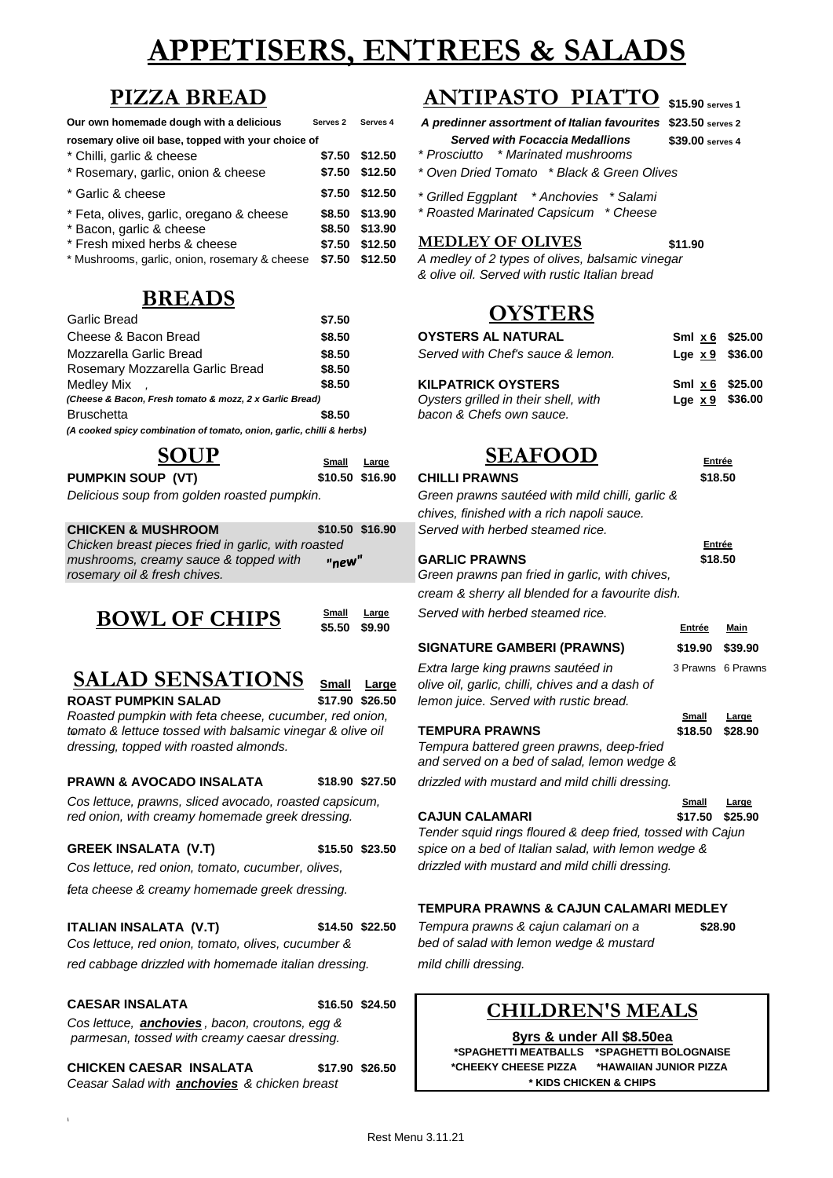# APPETISERS, ENTREES & SALADS

## PIZZA BREAD

| Our own homemade dough with a delicious rosemary olive oil base, topped with your choice of | Serves 2 | Serves 4 |
|---|---|---|
| * Chilli, garlic & cheese | $7.50 | $12.50 |
| * Rosemary, garlic, onion & cheese | $7.50 | $12.50 |
| * Garlic & cheese | $7.50 | $12.50 |
| * Feta, olives, garlic, oregano & cheese | $8.50 | $13.90 |
| * Bacon, garlic & cheese | $8.50 | $13.90 |
| * Fresh mixed herbs & cheese | $7.50 | $12.50 |
| * Mushrooms, garlic, onion, rosemary & cheese | $7.50 | $12.50 |

## BREADS

| | |
|---|---|
| Garlic Bread | $7.50 |
| Cheese & Bacon Bread | $8.50 |
| Mozzarella Garlic Bread | $8.50 |
| Rosemary Mozzarella Garlic Bread | $8.50 |
| Medley Mix , | $8.50 |
| *(Cheese & Bacon, Fresh tomato & mozz, 2 x Garlic Bread)* | |
| Bruschetta | $8.50 |
| *(A cooked spicy combination of tomato, onion, garlic, chilli & herbs)* | |

## SOUP

| | Small | Large |
|---|---|---|
| **PUMPKIN SOUP (VT)** | $10.50 | $16.90 |

*Delicious soup from golden roasted pumpkin.*

| | | |
|---|---|---|
| **CHICKEN & MUSHROOM** | $10.50 | $16.90 |

*Chicken breast pieces fried in garlic, with roasted mushrooms, creamy sauce & topped with rosemary oil & fresh chives.* "new"

## BOWL OF CHIPS

| Small | Large |
|---|---|
| $5.50 | $9.90 |

## SALAD SENSATIONS

| | Small | Large |
|---|---|---|
| **ROAST PUMPKIN SALAD** | $17.90 | $26.50 |

*Roasted pumpkin with feta cheese, cucumber, red onion, tomato & lettuce tossed with balsamic vinegar & olive oil dressing, topped with roasted almonds.*

**PRAWN & AVOCADO INSALATA** $18.90 $27.50

*Cos lettuce, prawns, sliced avocado, roasted capsicum, red onion, with creamy homemade greek dressing.*

**GREEK INSALATA (V.T)** $15.50 $23.50

*Cos lettuce, red onion, tomato, cucumber, olives, feta cheese & creamy homemade greek dressing.*

**ITALIAN INSALATA (V.T)** $14.50 $22.50

*Cos lettuce, red onion, tomato, olives, cucumber & red cabbage drizzled with homemade italian dressing.*

**CAESAR INSALATA** $16.50 $24.50

*Cos lettuce, **anchovies**, bacon, croutons, egg & parmesan, tossed with creamy caesar dressing.*

**CHICKEN CAESAR INSALATA** $17.90 $26.50

*Ceasar Salad with **anchovies** & chicken breast*

## ANTIPASTO PIATTO

$15.90 serves 1
$23.50 serves 2
$39.00 serves 4

***A predinner assortment of Italian favourites***
***Served with Focaccia Medallions***

*\* Prosciutto \* Marinated mushrooms*
*\* Oven Dried Tomato \* Black & Green Olives*
*\* Grilled Eggplant \* Anchovies \* Salami*
*\* Roasted Marinated Capsicum \* Cheese*

### MEDLEY OF OLIVES $11.90

*A medley of 2 types of olives, balsamic vinegar & olive oil. Served with rustic Italian bread*

## OYSTERS

| | | |
|---|---|---|
| **OYSTERS AL NATURAL** | Sml x 6 | $25.00 |
| *Served with Chef's sauce & lemon.* | Lge x 9 | $36.00 |
| **KILPATRICK OYSTERS** | Sml x 6 | $25.00 |
| *Oysters grilled in their shell, with bacon & Chefs own sauce.* | Lge x 9 | $36.00 |

## SEAFOOD

**CHILLI PRAWNS** Entrée $18.50

*Green prawns sautéed with mild chilli, garlic & chives, finished with a rich napoli sauce. Served with herbed steamed rice.*

**GARLIC PRAWNS** Entrée $18.50

*Green prawns pan fried in garlic, with chives, cream & sherry all blended for a favourite dish. Served with herbed steamed rice.*

| | Entrée | Main |
|---|---|---|
| **SIGNATURE GAMBERI (PRAWNS)** | $19.90 | $39.90 |
| | 3 Prawns | 6 Prawns |

*Extra large king prawns sautéed in olive oil, garlic, chilli, chives and a dash of lemon juice. Served with rustic bread.*

| | Small | Large |
|---|---|---|
| **TEMPURA PRAWNS** | $18.50 | $28.90 |

*Tempura battered green prawns, deep-fried and served on a bed of salad, lemon wedge & drizzled with mustard and mild chilli dressing.*

| | Small | Large |
|---|---|---|
| **CAJUN CALAMARI** | $17.50 | $25.90 |

*Tender squid rings floured & deep fried, tossed with Cajun spice on a bed of Italian salad, with lemon wedge & drizzled with mustard and mild chilli dressing.*

**TEMPURA PRAWNS & CAJUN CALAMARI MEDLEY** $28.90

*Tempura prawns & cajun calamari on a bed of salad with lemon wedge & mustard mild chilli dressing.*

## CHILDREN'S MEALS

**8yrs & under All $8.50ea**

**\*SPAGHETTI MEATBALLS \*SPAGHETTI BOLOGNAISE**
**\*CHEEKY CHEESE PIZZA \*HAWAIIAN JUNIOR PIZZA**
**\* KIDS CHICKEN & CHIPS**

Rest Menu 3.11.21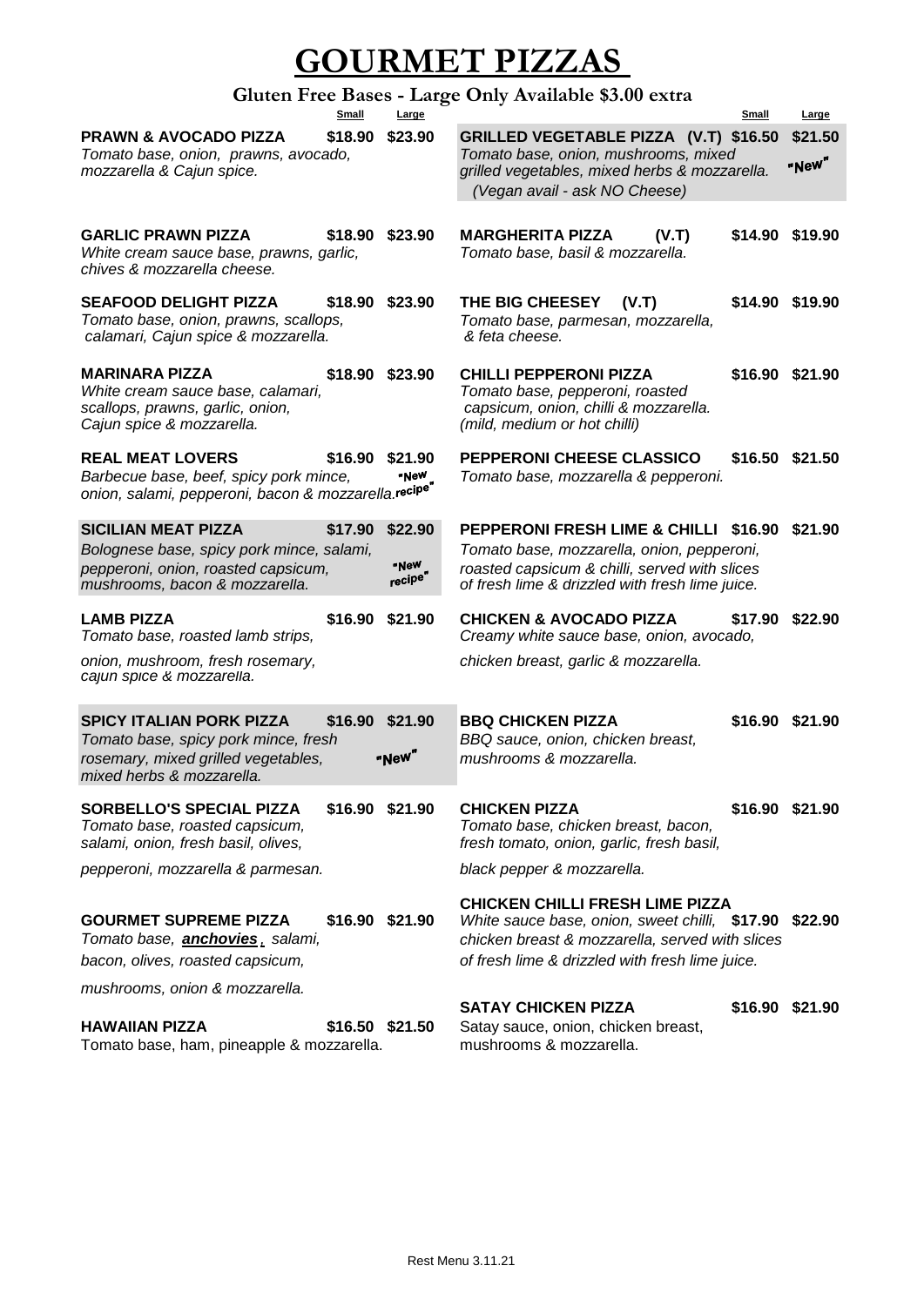# GOURMET PIZZAS

## Gluten Free Bases - Large Only Available $3.00 extra

| | Small | Large |
|---|---|---|
| **PRAWN & AVOCADO PIZZA**<br>*Tomato base, onion, prawns, avocado, mozzarella & Cajun spice.* | $18.90 | $23.90 |
| **GARLIC PRAWN PIZZA**<br>*White cream sauce base, prawns, garlic, chives & mozzarella cheese.* | $18.90 | $23.90 |
| **SEAFOOD DELIGHT PIZZA**<br>*Tomato base, onion, prawns, scallops, calamari, Cajun spice & mozzarella.* | $18.90 | $23.90 |
| **MARINARA PIZZA**<br>*White cream sauce base, calamari, scallops, prawns, garlic, onion, Cajun spice & mozzarella.* | $18.90 | $23.90 |
| **REAL MEAT LOVERS**<br>*Barbecue base, beef, spicy pork mince, onion, salami, pepperoni, bacon & mozzarella.* | $16.90 | $21.90 "New recipe" |
| **SICILIAN MEAT PIZZA**<br>*Bolognese base, spicy pork mince, salami, pepperoni, onion, roasted capsicum, mushrooms, bacon & mozzarella.* | $17.90 | $22.90 "New recipe" |
| **LAMB PIZZA**<br>*Tomato base, roasted lamb strips, onion, mushroom, fresh rosemary, cajun spice & mozzarella.* | $16.90 | $21.90 |
| **SPICY ITALIAN PORK PIZZA**<br>*Tomato base, spicy pork mince, fresh rosemary, mixed grilled vegetables, mixed herbs & mozzarella.* | $16.90 | $21.90 "New" |
| **SORBELLO'S SPECIAL PIZZA**<br>*Tomato base, roasted capsicum, salami, onion, fresh basil, olives, pepperoni, mozzarella & parmesan.* | $16.90 | $21.90 |
| **GOURMET SUPREME PIZZA**<br>*Tomato base, **anchovies**, salami, bacon, olives, roasted capsicum, mushrooms, onion & mozzarella.* | $16.90 | $21.90 |
| **HAWAIIAN PIZZA**<br>Tomato base, ham, pineapple & mozzarella. | $16.50 | $21.50 |
| **GRILLED VEGETABLE PIZZA (V.T)**<br>*Tomato base, onion, mushrooms, mixed grilled vegetables, mixed herbs & mozzarella. (Vegan avail - ask NO Cheese)* | $16.50 | $21.50 "New" |
| **MARGHERITA PIZZA (V.T)**<br>*Tomato base, basil & mozzarella.* | $14.90 | $19.90 |
| **THE BIG CHEESEY (V.T)**<br>*Tomato base, parmesan, mozzarella, & feta cheese.* | $14.90 | $19.90 |
| **CHILLI PEPPERONI PIZZA**<br>*Tomato base, pepperoni, roasted capsicum, onion, chilli & mozzarella. (mild, medium or hot chilli)* | $16.90 | $21.90 |
| **PEPPERONI CHEESE CLASSICO**<br>*Tomato base, mozzarella & pepperoni.* | $16.50 | $21.50 |
| **PEPPERONI FRESH LIME & CHILLI**<br>*Tomato base, mozzarella, onion, pepperoni, roasted capsicum & chilli, served with slices of fresh lime & drizzled with fresh lime juice.* | $16.90 | $21.90 |
| **CHICKEN & AVOCADO PIZZA**<br>*Creamy white sauce base, onion, avocado, chicken breast, garlic & mozzarella.* | $17.90 | $22.90 |
| **BBQ CHICKEN PIZZA**<br>*BBQ sauce, onion, chicken breast, mushrooms & mozzarella.* | $16.90 | $21.90 |
| **CHICKEN PIZZA**<br>*Tomato base, chicken breast, bacon, fresh tomato, onion, garlic, fresh basil, black pepper & mozzarella.* | $16.90 | $21.90 |
| **CHICKEN CHILLI FRESH LIME PIZZA**<br>*White sauce base, onion, sweet chilli, chicken breast & mozzarella, served with slices of fresh lime & drizzled with fresh lime juice.* | $17.90 | $22.90 |
| **SATAY CHICKEN PIZZA**<br>Satay sauce, onion, chicken breast, mushrooms & mozzarella. | $16.90 | $21.90 |

Rest Menu 3.11.21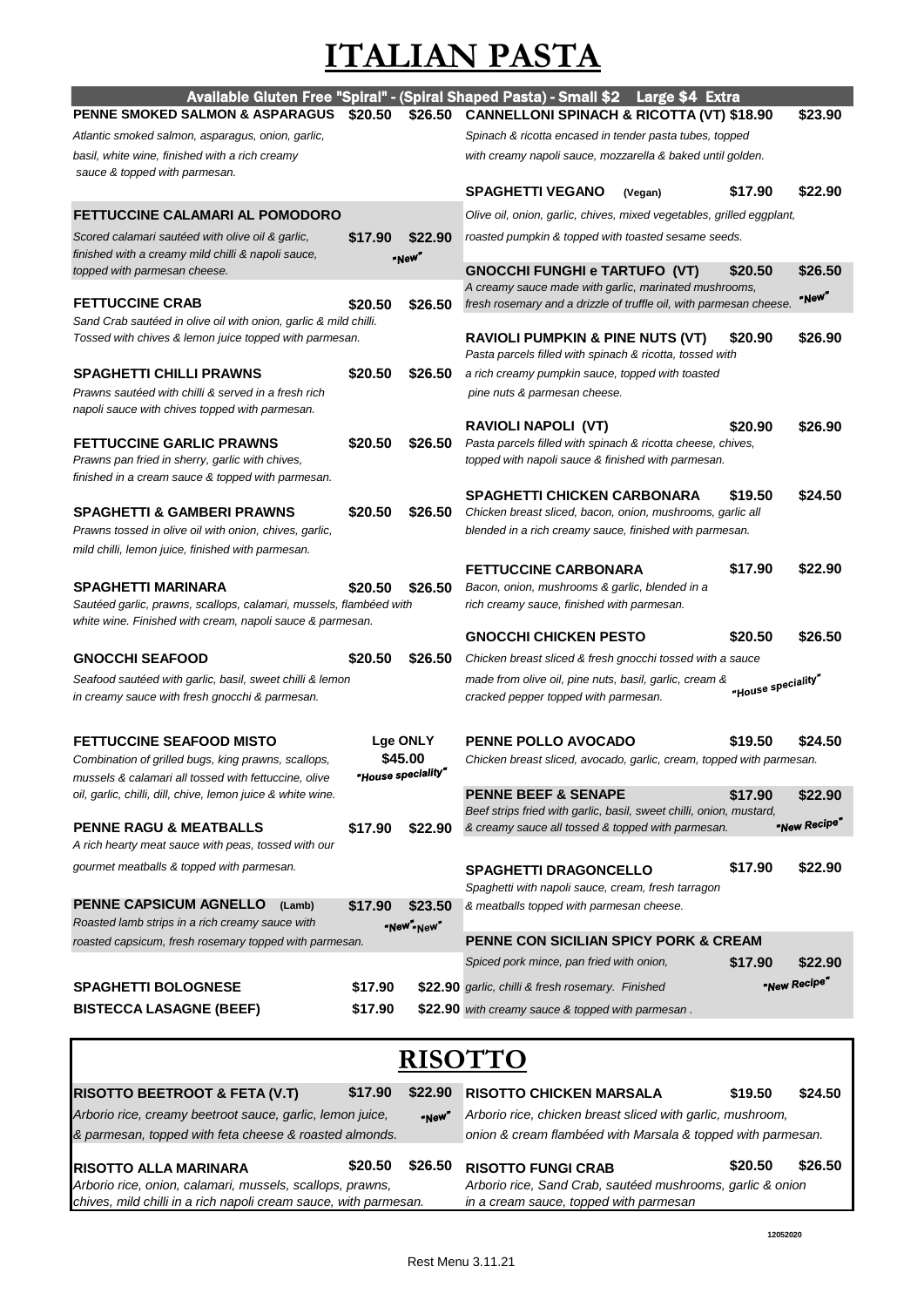# ITALIAN PASTA

**Available Gluten Free "Spiral" - (Spiral Shaped Pasta) - Small $2 Large $4 Extra**

**PENNE SMOKED SALMON & ASPARAGUS** $20.50 $26.50
*Atlantic smoked salmon, asparagus, onion, garlic, basil, white wine, finished with a rich creamy sauce & topped with parmesan.*

**FETTUCCINE CALAMARI AL POMODORO** $17.90 $22.90 *"New"*
*Scored calamari sautéed with olive oil & garlic, finished with a creamy mild chilli & napoli sauce, topped with parmesan cheese.*

**FETTUCCINE CRAB** $20.50 $26.50
*Sand Crab sautéed in olive oil with onion, garlic & mild chilli. Tossed with chives & lemon juice topped with parmesan.*

**SPAGHETTI CHILLI PRAWNS** $20.50 $26.50
*Prawns sautéed with chilli & served in a fresh rich napoli sauce with chives topped with parmesan.*

**FETTUCCINE GARLIC PRAWNS** $20.50 $26.50
*Prawns pan fried in sherry, garlic with chives, finished in a cream sauce & topped with parmesan.*

**SPAGHETTI & GAMBERI PRAWNS** $20.50 $26.50
*Prawns tossed in olive oil with onion, chives, garlic, mild chilli, lemon juice, finished with parmesan.*

**SPAGHETTI MARINARA** $20.50 $26.50
*Sautéed garlic, prawns, scallops, calamari, mussels, flambéed with white wine. Finished with cream, napoli sauce & parmesan.*

**GNOCCHI SEAFOOD** $20.50 $26.50
*Seafood sautéed with garlic, basil, sweet chilli & lemon in creamy sauce with fresh gnocchi & parmesan.*

**FETTUCCINE SEAFOOD MISTO** Lge ONLY $45.00 *"House speciality"*
*Combination of grilled bugs, king prawns, scallops, mussels & calamari all tossed with fettuccine, olive oil, garlic, chilli, dill, chive, lemon juice & white wine.*

**PENNE RAGU & MEATBALLS** $17.90 $22.90
*A rich hearty meat sauce with peas, tossed with our gourmet meatballs & topped with parmesan.*

**PENNE CAPSICUM AGNELLO (Lamb)** $17.90 $23.50 *"New" "New"*
*Roasted lamb strips in a rich creamy sauce with roasted capsicum, fresh rosemary topped with parmesan.*

**SPAGHETTI BOLOGNESE** $17.90 $22.90

**BISTECCA LASAGNE (BEEF)** $17.90 $22.90

**CANNELLONI SPINACH & RICOTTA (VT)** $18.90 $23.90
*Spinach & ricotta encased in tender pasta tubes, topped with creamy napoli sauce, mozzarella & baked until golden.*

**SPAGHETTI VEGANO (Vegan)** $17.90 $22.90
*Olive oil, onion, garlic, chives, mixed vegetables, grilled eggplant, roasted pumpkin & topped with toasted sesame seeds.*

**GNOCCHI FUNGHI e TARTUFO (VT)** $20.50 $26.50 *"New"*
*A creamy sauce made with garlic, marinated mushrooms, fresh rosemary and a drizzle of truffle oil, with parmesan cheese.*

**RAVIOLI PUMPKIN & PINE NUTS (VT)** $20.90 $26.90
*Pasta parcels filled with spinach & ricotta, tossed with a rich creamy pumpkin sauce, topped with toasted pine nuts & parmesan cheese.*

**RAVIOLI NAPOLI (VT)** $20.90 $26.90
*Pasta parcels filled with spinach & ricotta cheese, chives, topped with napoli sauce & finished with parmesan.*

**SPAGHETTI CHICKEN CARBONARA** $19.50 $24.50
*Chicken breast sliced, bacon, onion, mushrooms, garlic all blended in a rich creamy sauce, finished with parmesan.*

**FETTUCCINE CARBONARA** $17.90 $22.90
*Bacon, onion, mushrooms & garlic, blended in a rich creamy sauce, finished with parmesan.*

**GNOCCHI CHICKEN PESTO** $20.50 $26.50 *"House speciality"*
*Chicken breast sliced & fresh gnocchi tossed with a sauce made from olive oil, pine nuts, basil, garlic, cream & cracked pepper topped with parmesan.*

**PENNE POLLO AVOCADO** $19.50 $24.50
*Chicken breast sliced, avocado, garlic, cream, topped with parmesan.*

**PENNE BEEF & SENAPE** $17.90 $22.90 *"New Recipe"*
*Beef strips fried with garlic, basil, sweet chilli, onion, mustard, & creamy sauce all tossed & topped with parmesan.*

**SPAGHETTI DRAGONCELLO** $17.90 $22.90
*Spaghetti with napoli sauce, cream, fresh tarragon & meatballs topped with parmesan cheese.*

**PENNE CON SICILIAN SPICY PORK & CREAM** $17.90 $22.90 *"New Recipe"*
*Spiced pork mince, pan fried with onion, garlic, chilli & fresh rosemary. Finished with creamy sauce & topped with parmesan .*

# RISOTTO

**RISOTTO BEETROOT & FETA (V.T)** $17.90 $22.90 *"New"*
*Arborio rice, creamy beetroot sauce, garlic, lemon juice, & parmesan, topped with feta cheese & roasted almonds.*

**RISOTTO ALLA MARINARA** $20.50 $26.50
*Arborio rice, onion, calamari, mussels, scallops, prawns, chives, mild chilli in a rich napoli cream sauce, with parmesan.*

**RISOTTO CHICKEN MARSALA** $19.50 $24.50
*Arborio rice, chicken breast sliced with garlic, mushroom, onion & cream flambéed with Marsala & topped with parmesan.*

**RISOTTO FUNGI CRAB** $20.50 $26.50
*Arborio rice, Sand Crab, sautéed mushrooms, garlic & onion in a cream sauce, topped with parmesan*

12052020

Rest Menu 3.11.21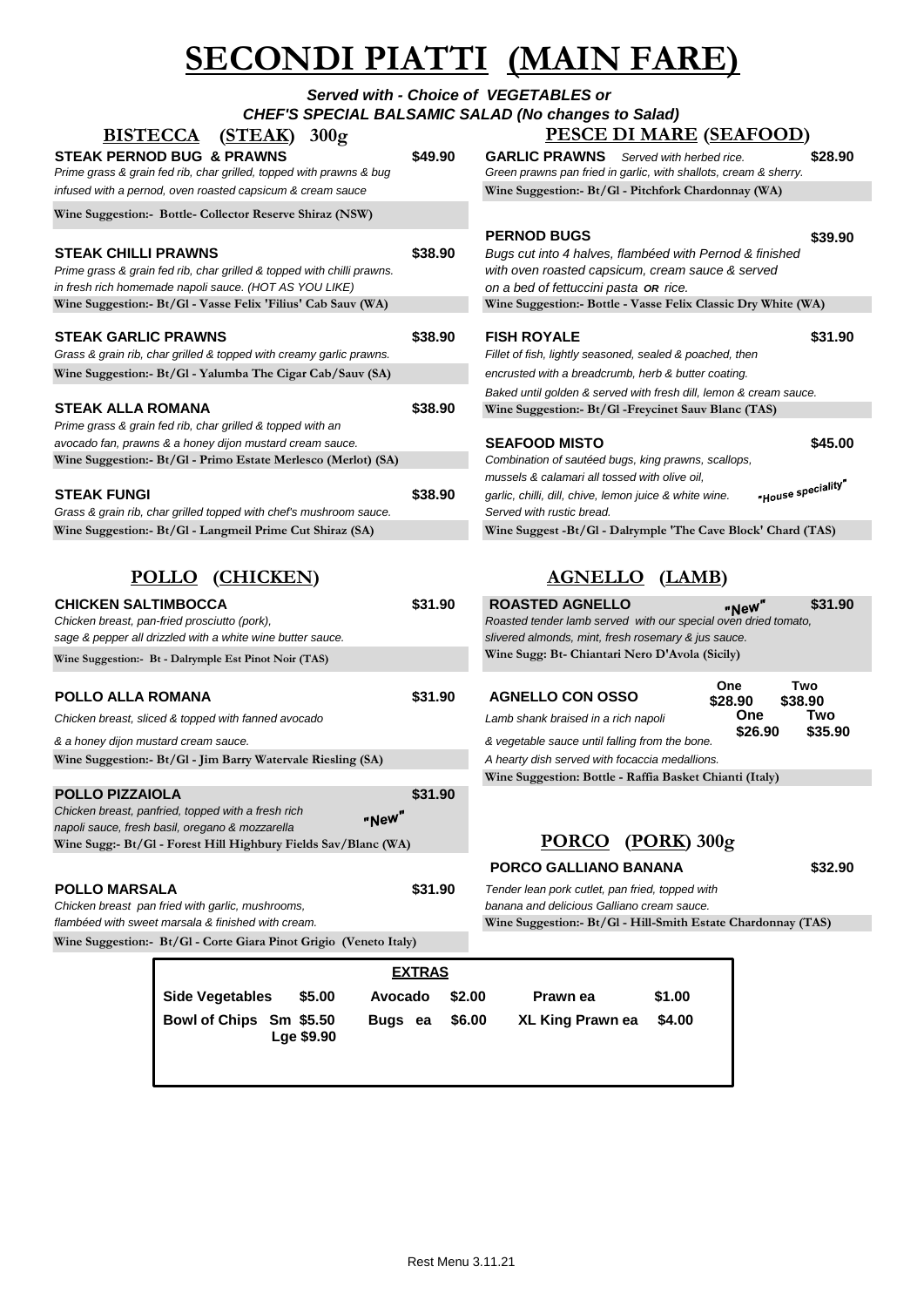# SECONDI PIATTI (MAIN FARE)

***Served with - Choice of VEGETABLES or CHEF'S SPECIAL BALSAMIC SALAD (No changes to Salad)***

## BISTECCA (STEAK) 300g

**STEAK PERNOD BUG & PRAWNS** — **$49.90**
*Prime grass & grain fed rib, char grilled, topped with prawns & bug infused with a pernod, oven roasted capsicum & cream sauce*
**Wine Suggestion:- Bottle- Collector Reserve Shiraz (NSW)**

**STEAK CHILLI PRAWNS** — **$38.90**
*Prime grass & grain fed rib, char grilled & topped with chilli prawns. in fresh rich homemade napoli sauce. (HOT AS YOU LIKE)*
**Wine Suggestion:- Bt/Gl - Vasse Felix 'Filius' Cab Sauv (WA)**

**STEAK GARLIC PRAWNS** — **$38.90**
*Grass & grain rib, char grilled & topped with creamy garlic prawns.*
**Wine Suggestion:- Bt/Gl - Yalumba The Cigar Cab/Sauv (SA)**

**STEAK ALLA ROMANA** — **$38.90**
*Prime grass & grain fed rib, char grilled & topped with an avocado fan, prawns & a honey dijon mustard cream sauce.*
**Wine Suggestion:- Bt/Gl - Primo Estate Merlesco (Merlot) (SA)**

**STEAK FUNGI** — **$38.90**
*Grass & grain rib, char grilled topped with chef's mushroom sauce.*
**Wine Suggestion:- Bt/Gl - Langmeil Prime Cut Shiraz (SA)**

## PESCE DI MARE (SEAFOOD)

**GARLIC PRAWNS** *Served with herbed rice.* — **$28.90**
*Green prawns pan fried in garlic, with shallots, cream & sherry.*
**Wine Suggestion:- Bt/Gl - Pitchfork Chardonnay (WA)**

**PERNOD BUGS** — **$39.90**
*Bugs cut into 4 halves, flambéed with Pernod & finished with oven roasted capsicum, cream sauce & served on a bed of fettuccini pasta **OR** rice.*
**Wine Suggestion:- Bottle - Vasse Felix Classic Dry White (WA)**

**FISH ROYALE** — **$31.90**
*Fillet of fish, lightly seasoned, sealed & poached, then encrusted with a breadcrumb, herb & butter coating. Baked until golden & served with fresh dill, lemon & cream sauce.*
**Wine Suggestion:- Bt/Gl -Freycinet Sauv Blanc (TAS)**

**SEAFOOD MISTO** — **$45.00**
*Combination of sautéed bugs, king prawns, scallops, mussels & calamari all tossed with olive oil, garlic, chilli, dill, chive, lemon juice & white wine. Served with rustic bread.* "House speciality"
**Wine Suggest -Bt/Gl - Dalrymple 'The Cave Block' Chard (TAS)**

## POLLO (CHICKEN)

**CHICKEN SALTIMBOCCA** — **$31.90**
*Chicken breast, pan-fried prosciutto (pork), sage & pepper all drizzled with a white wine butter sauce.*
**Wine Suggestion:- Bt - Dalrymple Est Pinot Noir (TAS)**

**POLLO ALLA ROMANA** — **$31.90**
*Chicken breast, sliced & topped with fanned avocado & a honey dijon mustard cream sauce.*
**Wine Suggestion:- Bt/Gl - Jim Barry Watervale Riesling (SA)**

**POLLO PIZZAIOLA** "New" — **$31.90**
*Chicken breast, panfried, topped with a fresh rich napoli sauce, fresh basil, oregano & mozzarella*
**Wine Sugg:- Bt/Gl - Forest Hill Highbury Fields Sav/Blanc (WA)**

**POLLO MARSALA** — **$31.90**
*Chicken breast pan fried with garlic, mushrooms, flambéed with sweet marsala & finished with cream.*
**Wine Suggestion:- Bt/Gl - Corte Giara Pinot Grigio (Veneto Italy)**

## AGNELLO (LAMB)

**ROASTED AGNELLO** "New" — **$31.90**
*Roasted tender lamb served with our special oven dried tomato, slivered almonds, mint, fresh rosemary & jus sauce.*
**Wine Sugg: Bt- Chiantari Nero D'Avola (Sicily)**

**AGNELLO CON OSSO** — One **$28.90** / Two **$38.90**; One **$26.90** / Two **$35.90**
*Lamb shank braised in a rich napoli & vegetable sauce until falling from the bone. A hearty dish served with focaccia medallions.*
**Wine Suggestion: Bottle - Raffia Basket Chianti (Italy)**

## PORCO (PORK) 300g

**PORCO GALLIANO BANANA** — **$32.90**
*Tender lean pork cutlet, pan fried, topped with banana and delicious Galliano cream sauce.*
**Wine Suggestion:- Bt/Gl - Hill-Smith Estate Chardonnay (TAS)**

## EXTRAS

| | | | | | |
|---|---|---|---|---|---|
| **Side Vegetables** | **$5.00** | **Avocado** | **$2.00** | **Prawn ea** | **$1.00** |
| **Bowl of Chips** | **Sm $5.50** **Lge $9.90** | **Bugs ea** | **$6.00** | **XL King Prawn ea** | **$4.00** |

Rest Menu 3.11.21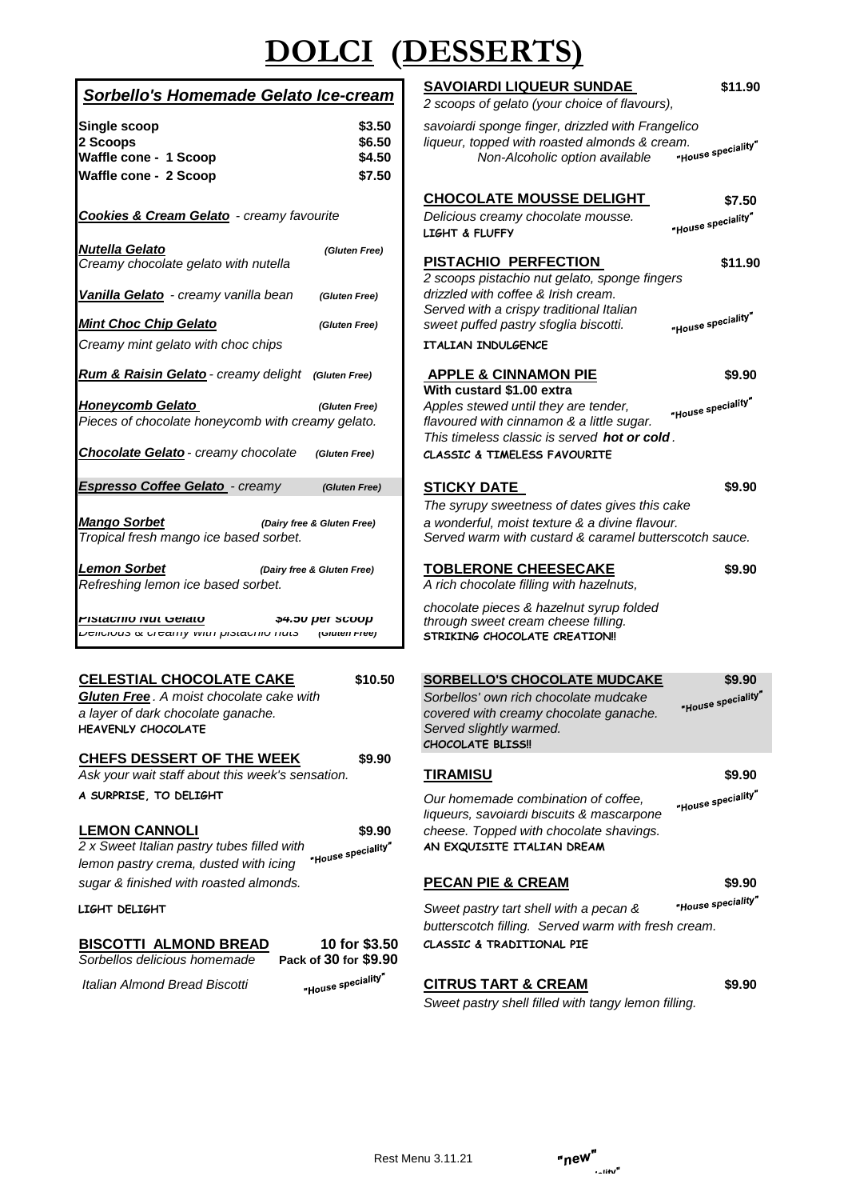# DOLCI (DESSERTS)

## *Sorbello's Homemade Gelato Ice-cream*

| | |
|---|---|
| **Single scoop** | **$3.50** |
| **2 Scoops** | **$6.50** |
| **Waffle cone - 1 Scoop** | **$4.50** |
| **Waffle cone - 2 Scoop** | **$7.50** |

***Cookies & Cream Gelato*** *- creamy favourite*

***Nutella Gelato*** ***(Gluten Free)***
*Creamy chocolate gelato with nutella*

***Vanilla Gelato*** *- creamy vanilla bean* ***(Gluten Free)***

***Mint Choc Chip Gelato*** ***(Gluten Free)***
*Creamy mint gelato with choc chips*

***Rum & Raisin Gelato*** *- creamy delight* ***(Gluten Free)***

***Honeycomb Gelato*** ***(Gluten Free)***
*Pieces of chocolate honeycomb with creamy gelato.*

***Chocolate Gelato*** *- creamy chocolate* ***(Gluten Free)***

***Espresso Coffee Gelato*** *- creamy* ***(Gluten Free)***

***Mango Sorbet*** ***(Dairy free & Gluten Free)***
*Tropical fresh mango ice based sorbet.*

***Lemon Sorbet*** ***(Dairy free & Gluten Free)***
*Refreshing lemon ice based sorbet.*

***Pistachio Nut Gelato*** ***$4.50 per scoop***
*Delicious & creamy with pistachio nuts* ***(Gluten Free)***

**CELESTIAL CHOCOLATE CAKE** **$10.50**
***Gluten Free****. A moist chocolate cake with a layer of dark chocolate ganache.*
**HEAVENLY CHOCOLATE**

**CHEFS DESSERT OF THE WEEK** **$9.90**
*Ask your wait staff about this week's sensation.*
**A SURPRISE, TO DELIGHT**

**LEMON CANNOLI** **$9.90**
*2 x Sweet Italian pastry tubes filled with lemon pastry crema, dusted with icing sugar & finished with roasted almonds.*
"House speciality"
**LIGHT DELIGHT**

**BISCOTTI ALMOND BREAD** **10 for $3.50**
**Pack of 30 for $9.90**
*Sorbellos delicious homemade Italian Almond Bread Biscotti*
"House speciality"

**SAVOIARDI LIQUEUR SUNDAE** **$11.90**
*2 scoops of gelato (your choice of flavours), savoiardi sponge finger, drizzled with Frangelico liqueur, topped with roasted almonds & cream.*
*Non-Alcoholic option available*
"House speciality"

**CHOCOLATE MOUSSE DELIGHT** **$7.50**
*Delicious creamy chocolate mousse.*
"House speciality"
**LIGHT & FLUFFY**

**PISTACHIO PERFECTION** **$11.90**
*2 scoops pistachio nut gelato, sponge fingers drizzled with coffee & Irish cream. Served with a crispy traditional Italian sweet puffed pastry sfoglia biscotti.*
"House speciality"
**ITALIAN INDULGENCE**

**APPLE & CINNAMON PIE** **$9.90**
**With custard $1.00 extra**
*Apples stewed until they are tender, flavoured with cinnamon & a little sugar. This timeless classic is served* ***hot or cold****.*
"House speciality"
**CLASSIC & TIMELESS FAVOURITE**

**STICKY DATE** **$9.90**
*The syrupy sweetness of dates gives this cake a wonderful, moist texture & a divine flavour. Served warm with custard & caramel butterscotch sauce.*

**TOBLERONE CHEESECAKE** **$9.90**
*A rich chocolate filling with hazelnuts, chocolate pieces & hazelnut syrup folded through sweet cream cheese filling.*
**STRIKING CHOCOLATE CREATION!!**

**SORBELLO'S CHOCOLATE MUDCAKE** **$9.90**
*Sorbellos' own rich chocolate mudcake covered with creamy chocolate ganache. Served slightly warmed.*
"House speciality"
**CHOCOLATE BLISS!!**

**TIRAMISU** **$9.90**
*Our homemade combination of coffee, liqueurs, savoiardi biscuits & mascarpone cheese. Topped with chocolate shavings.*
"House speciality"
**AN EXQUISITE ITALIAN DREAM**

**PECAN PIE & CREAM** **$9.90**
*Sweet pastry tart shell with a pecan & butterscotch filling. Served warm with fresh cream.*
"House speciality"
**CLASSIC & TRADITIONAL PIE**

**CITRUS TART & CREAM** **$9.90**
*Sweet pastry shell filled with tangy lemon filling.*

Rest Menu 3.11.21 "new"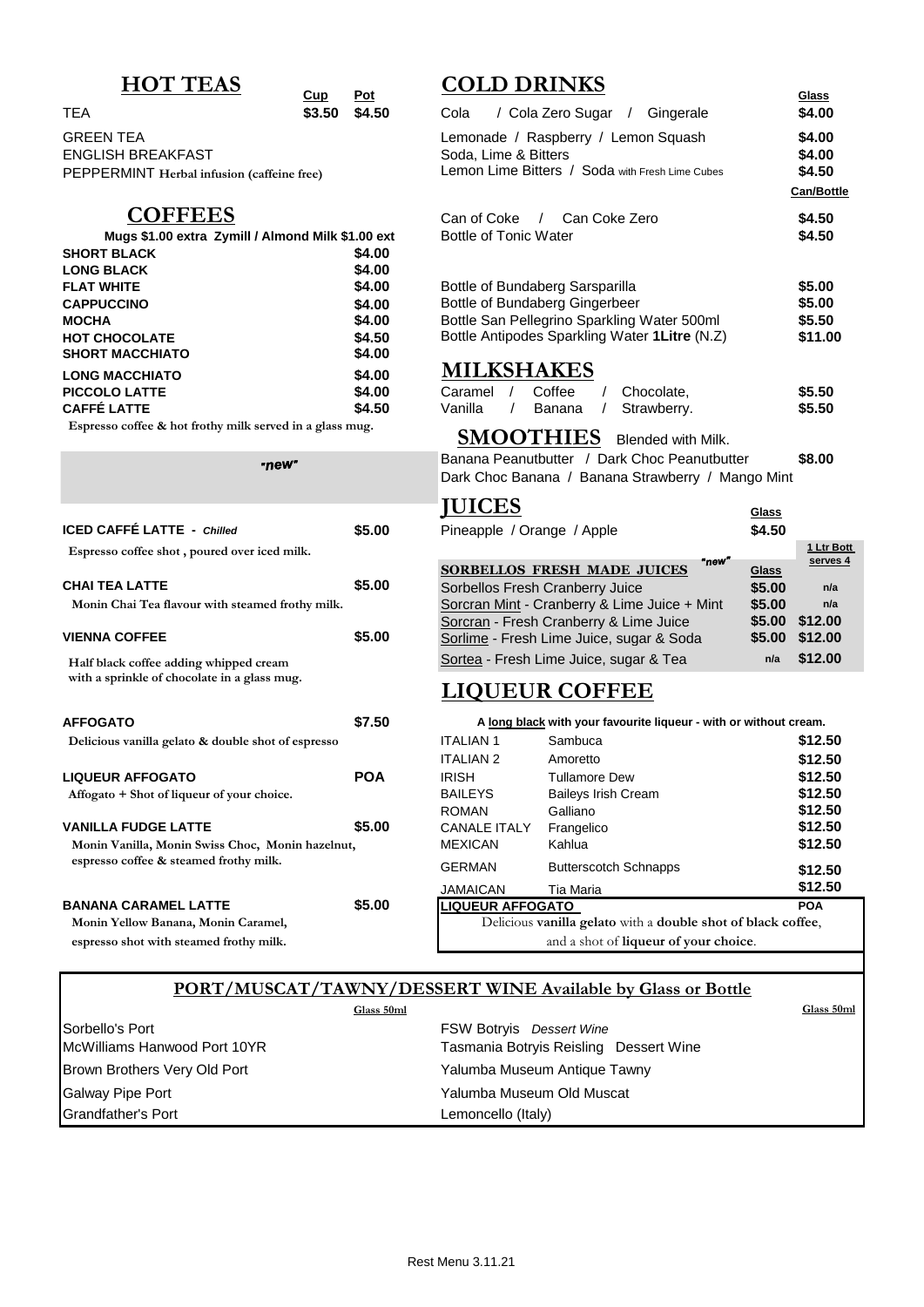## HOT TEAS

| | Cup | Pot |
|---|---|---|
| TEA | $3.50 | $4.50 |
| GREEN TEA | | |
| ENGLISH BREAKFAST | | |
| PEPPERMINT Herbal infusion (caffeine free) | | |

## COFFEES

**Mugs $1.00 extra Zymill / Almond Milk $1.00 ext**

| | |
|---|---|
| **SHORT BLACK** | $4.00 |
| **LONG BLACK** | $4.00 |
| **FLAT WHITE** | $4.00 |
| **CAPPUCCINO** | $4.00 |
| **MOCHA** | $4.00 |
| **HOT CHOCOLATE** | $4.50 |
| **SHORT MACCHIATO** | $4.00 |
| **LONG MACCHIATO** | $4.00 |
| **PICCOLO LATTE** | $4.00 |
| **CAFFÉ LATTE** | $4.50 |

**Espresso coffee & hot frothy milk served in a glass mug.**

*"new"*

**ICED CAFFÉ LATTE -** ***Chilled*** — $5.00
**Espresso coffee shot , poured over iced milk.**

**CHAI TEA LATTE** — $5.00
**Monin Chai Tea flavour with steamed frothy milk.**

**VIENNA COFFEE** — $5.00
**Half black coffee adding whipped cream with a sprinkle of chocolate in a glass mug.**

**AFFOGATO** — $7.50
**Delicious vanilla gelato & double shot of espresso**

**LIQUEUR AFFOGATO** — POA
**Affogato + Shot of liqueur of your choice.**

**VANILLA FUDGE LATTE** — $5.00
**Monin Vanilla, Monin Swiss Choc, Monin hazelnut, espresso coffee & steamed frothy milk.**

**BANANA CARAMEL LATTE** — $5.00
**Monin Yellow Banana, Monin Caramel, espresso shot with steamed frothy milk.**

## COLD DRINKS

| | Glass |
|---|---|
| Cola / Cola Zero Sugar / Gingerale | $4.00 |
| Lemonade / Raspberry / Lemon Squash | $4.00 |
| Soda, Lime & Bitters | $4.00 |
| Lemon Lime Bitters / Soda with Fresh Lime Cubes | $4.50 |
| | **Can/Bottle** |
| Can of Coke / Can Coke Zero | $4.50 |
| Bottle of Tonic Water | $4.50 |
| Bottle of Bundaberg Sarsparilla | $5.00 |
| Bottle of Bundaberg Gingerbeer | $5.00 |
| Bottle San Pellegrino Sparkling Water 500ml | $5.50 |
| Bottle Antipodes Sparkling Water **1Litre** (N.Z) | $11.00 |

## MILKSHAKES

| | |
|---|---|
| Caramel / Coffee / Chocolate, | $5.50 |
| Vanilla / Banana / Strawberry. | $5.50 |

## SMOOTHIES Blended with Milk.

Banana Peanutbutter / Dark Choc Peanutbutter — $8.00
Dark Choc Banana / Banana Strawberry / Mango Mint

## JUICES

| | Glass |
|---|---|
| Pineapple / Orange / Apple | $4.50 |

| **SORBELLOS FRESH MADE JUICES** *"new"* | Glass | 1 Ltr Bott serves 4 |
|---|---|---|
| Sorbellos Fresh Cranberry Juice | $5.00 | n/a |
| Sorcran Mint - Cranberry & Lime Juice + Mint | $5.00 | n/a |
| Sorcran - Fresh Cranberry & Lime Juice | $5.00 | $12.00 |
| Sorlime - Fresh Lime Juice, sugar & Soda | $5.00 | $12.00 |
| Sortea - Fresh Lime Juice, sugar & Tea | n/a | $12.00 |

## LIQUEUR COFFEE

**A long black with your favourite liqueur - with or without cream.**

| | | |
|---|---|---|
| ITALIAN 1 | Sambuca | $12.50 |
| ITALIAN 2 | Amoretto | $12.50 |
| IRISH | Tullamore Dew | $12.50 |
| BAILEYS | Baileys Irish Cream | $12.50 |
| ROMAN | Galliano | $12.50 |
| CANALE ITALY | Frangelico | $12.50 |
| MEXICAN | Kahlua | $12.50 |
| GERMAN | Butterscotch Schnapps | $12.50 |
| JAMAICAN | Tia Maria | $12.50 |
| **LIQUEUR AFFOGATO** | | **POA** |

Delicious **vanilla gelato** with a **double shot of black coffee**, and a shot of **liqueur of your choice**.

## PORT/MUSCAT/TAWNY/DESSERT WINE Available by Glass or Bottle

| Glass 50ml | Glass 50ml |
|---|---|
| Sorbello's Port | FSW Botryis *Dessert Wine* |
| McWilliams Hanwood Port 10YR | Tasmania Botryis Reisling Dessert Wine |
| Brown Brothers Very Old Port | Yalumba Museum Antique Tawny |
| Galway Pipe Port | Yalumba Museum Old Muscat |
| Grandfather's Port | Lemoncello (Italy) |

Rest Menu 3.11.21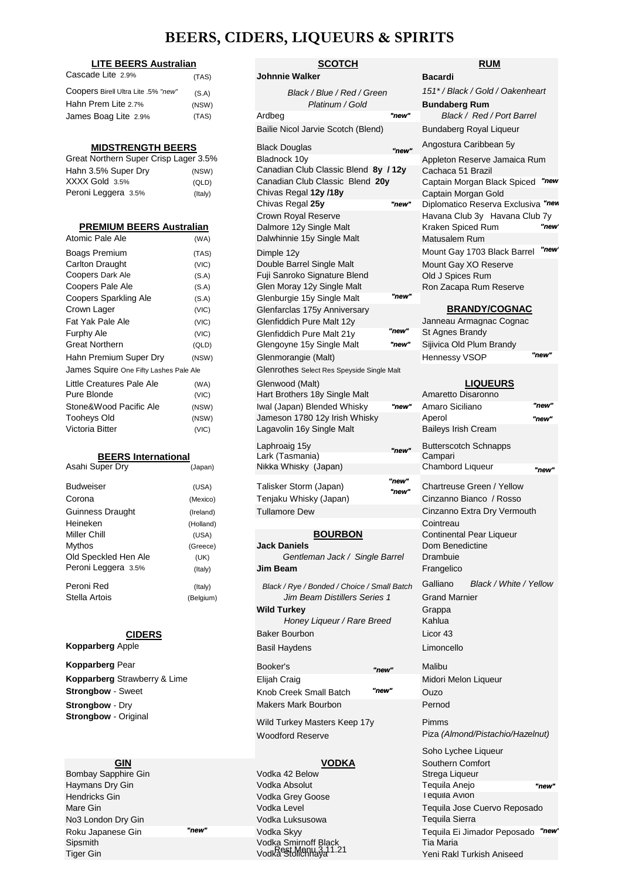# BEERS, CIDERS, LIQUEURS & SPIRITS

## LITE BEERS Australian

| | |
|---|---|
| Cascade Lite 2.9% | (TAS) |
| Coopers Birell Ultra Lite .5% *"new"* | (S.A) |
| Hahn Prem Lite 2.7% | (NSW) |
| James Boag Lite 2.9% | (TAS) |

## MIDSTRENGTH BEERS

| | |
|---|---|
| Great Northern Super Crisp Lager 3.5% | |
| Hahn 3.5% Super Dry | (NSW) |
| XXXX Gold 3.5% | (QLD) |
| Peroni Leggera 3.5% | (Italy) |

## PREMIUM BEERS Australian

| | |
|---|---|
| Atomic Pale Ale | (WA) |
| Boags Premium | (TAS) |
| Carlton Draught | (VIC) |
| Coopers Dark Ale | (S.A) |
| Coopers Pale Ale | (S.A) |
| Coopers Sparkling Ale | (S.A) |
| Crown Lager | (VIC) |
| Fat Yak Pale Ale | (VIC) |
| Furphy Ale | (VIC) |
| Great Northern | (QLD) |
| Hahn Premium Super Dry | (NSW) |
| James Squire One Fifty Lashes Pale Ale | |
| Little Creatures Pale Ale | (WA) |
| Pure Blonde | (VIC) |
| Stone&Wood Pacific Ale | (NSW) |
| Tooheys Old | (NSW) |
| Victoria Bitter | (VIC) |

## BEERS International

| | |
|---|---|
| Asahi Super Dry | (Japan) |
| Budweiser | (USA) |
| Corona | (Mexico) |
| Guinness Draught | (Ireland) |
| Heineken | (Holland) |
| Miller Chill | (USA) |
| Mythos | (Greece) |
| Old Speckled Hen Ale | (UK) |
| Peroni Leggera 3.5% | (Italy) |
| Peroni Red | (Italy) |
| Stella Artois | (Belgium) |

## CIDERS

**Kopparberg** Apple

**Kopparberg** Pear

**Kopparberg** Strawberry & Lime

**Strongbow** - Sweet

**Strongbow** - Dry

**Strongbow** - Original

## GIN

- Bombay Sapphire Gin
- Haymans Dry Gin
- Hendricks Gin
- Mare Gin
- No3 London Dry Gin
- Roku Japanese Gin *"new"*
- Sipsmith
- Tiger Gin

## SCOTCH

**Johnnie Walker**

*Black / Blue / Red / Green*
*Platinum / Gold*

- Ardbeg *"new"*
- Bailie Nicol Jarvie Scotch (Blend)
- Black Douglas *"new"*
- Bladnock 10y
- Canadian Club Classic Blend **8y / 12y**
- Canadian Club Classic Blend **20y**
- Chivas Regal **12y /18y**
- Chivas Regal **25y** *"new"*
- Crown Royal Reserve
- Dalmore 12y Single Malt
- Dalwhinnie 15y Single Malt
- Dimple 12y
- Double Barrel Single Malt
- Fuji Sanroko Signature Blend
- Glen Moray 12y Single Malt
- Glenburgie 15y Single Malt *"new"*
- Glenfarclas 175y Anniversary
- Glenfiddich Pure Malt 12y
- Glenfiddich Pure Malt 21y *"new"*
- Glengoyne 15y Single Malt *"new"*
- Glenmorangie (Malt)
- Glenrothes Select Res Speyside Single Malt
- Glenwood (Malt)
- Hart Brothers 18y Single Malt
- Iwal (Japan) Blended Whisky *"new"*
- Jameson 1780 12y Irish Whisky
- Lagavolin 16y Single Malt
- Laphroaig 15y *"new"*
- Lark (Tasmania)
- Nikka Whisky (Japan)
- Talisker Storm (Japan) *"new"*
- Tenjaku Whisky (Japan) *"new"*
- Tullamore Dew

## BOURBON

**Jack Daniels**

*Gentleman Jack / Single Barrel*

**Jim Beam**

*Black / Rye / Bonded / Choice / Small Batch*
*Jim Beam Distillers Series 1*

**Wild Turkey**

*Honey Liqueur / Rare Breed*

- Baker Bourbon
- Basil Haydens
- Booker's *"new"*
- Elijah Craig
- Knob Creek Small Batch *"new"*
- Makers Mark Bourbon
- Wild Turkey Masters Keep 17y
- Woodford Reserve

## VODKA

- Vodka 42 Below
- Vodka Absolut
- Vodka Grey Goose
- Vodka Level
- Vodka Luksusowa
- Vodka Skyy
- Vodka Smirnoff Black
- Vodka Stolichnaya

## RUM

**Bacardi**

*151\* / Black / Gold / Oakenheart*

**Bundaberg Rum**

*Black / Red / Port Barrel*

- Bundaberg Royal Liqueur
- Angostura Caribbean 5y
- Appleton Reserve Jamaica Rum
- Cachaca 51 Brazil
- Captain Morgan Black Spiced *"new"*
- Captain Morgan Gold
- Diplomatico Reserva Exclusiva *"new"*
- Havana Club 3y Havana Club 7y
- Kraken Spiced Rum *"new"*
- Matusalem Rum
- Mount Gay 1703 Black Barrel *"new"*
- Mount Gay XO Reserve
- Old J Spices Rum
- Ron Zacapa Rum Reserve

## BRANDY/COGNAC

- Janneau Armagnac Cognac
- St Agnes Brandy
- Sijivica Old Plum Brandy
- Hennessy VSOP *"new"*

## LIQUEURS

- Amaretto Disaronno
- Amaro Siciliano *"new"*
- Aperol *"new"*
- Baileys Irish Cream
- Butterscotch Schnapps
- Campari
- Chambord Liqueur *"new"*
- Chartreuse Green / Yellow
- Cinzanno Bianco / Rosso
- Cinzanno Extra Dry Vermouth
- Cointreau
- Continental Pear Liqueur
- Dom Benedictine
- Drambuie
- Frangelico
- Galliano *Black / White / Yellow*
- Grand Marnier
- Grappa
- Kahlua
- Licor 43
- Limoncello
- Malibu
- Midori Melon Liqueur
- Ouzo
- Pernod
- Pimms
- Piza *(Almond/Pistachio/Hazelnut)*
- Soho Lychee Liqueur
- Southern Comfort
- Strega Liqueur
- Tequila Anejo *"new"*
- Tequila Avion
- Tequila Jose Cuervo Reposado
- Tequila Sierra
- Tequila Ei Jimador Peposado *"new"*
- Tia Maria
- Yeni Rakl Turkish Aniseed

Rest Menu 3.11.21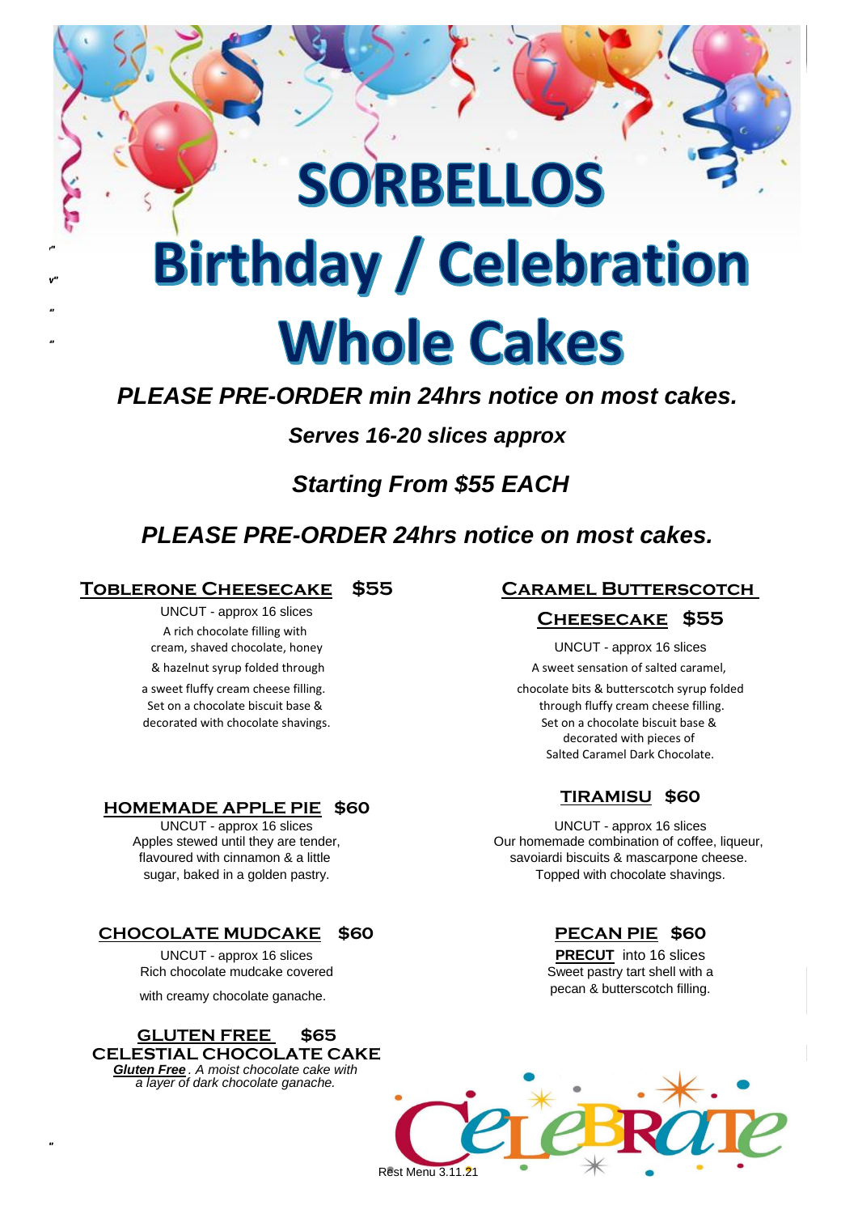# SORBELLOS

# Birthday / Celebration Whole Cakes

***PLEASE PRE-ORDER min 24hrs notice on most cakes.***

***Serves 16-20 slices approx***

***Starting From $55 EACH***

***PLEASE PRE-ORDER 24hrs notice on most cakes.***

### TOBLERONE CHEESECAKE $55

UNCUT - approx 16 slices
A rich chocolate filling with cream, shaved chocolate, honey & hazelnut syrup folded through a sweet fluffy cream cheese filling. Set on a chocolate biscuit base & decorated with chocolate shavings.

### HOMEMADE APPLE PIE $60

UNCUT - approx 16 slices
Apples stewed until they are tender, flavoured with cinnamon & a little sugar, baked in a golden pastry.

### CHOCOLATE MUDCAKE $60

UNCUT - approx 16 slices
Rich chocolate mudcake covered with creamy chocolate ganache.

### GLUTEN FREE $65 CELESTIAL CHOCOLATE CAKE

***Gluten Free***. *A moist chocolate cake with a layer of dark chocolate ganache.*

### CARAMEL BUTTERSCOTCH CHEESECAKE $55

UNCUT - approx 16 slices
A sweet sensation of salted caramel, chocolate bits & butterscotch syrup folded through fluffy cream cheese filling. Set on a chocolate biscuit base & decorated with pieces of Salted Caramel Dark Chocolate.

### TIRAMISU $60

UNCUT - approx 16 slices
Our homemade combination of coffee, liqueur, savoiardi biscuits & mascarpone cheese. Topped with chocolate shavings.

### PECAN PIE $60

**PRECUT** into 16 slices
Sweet pastry tart shell with a pecan & butterscotch filling.

Celebrate

Rest Menu 3.11.21